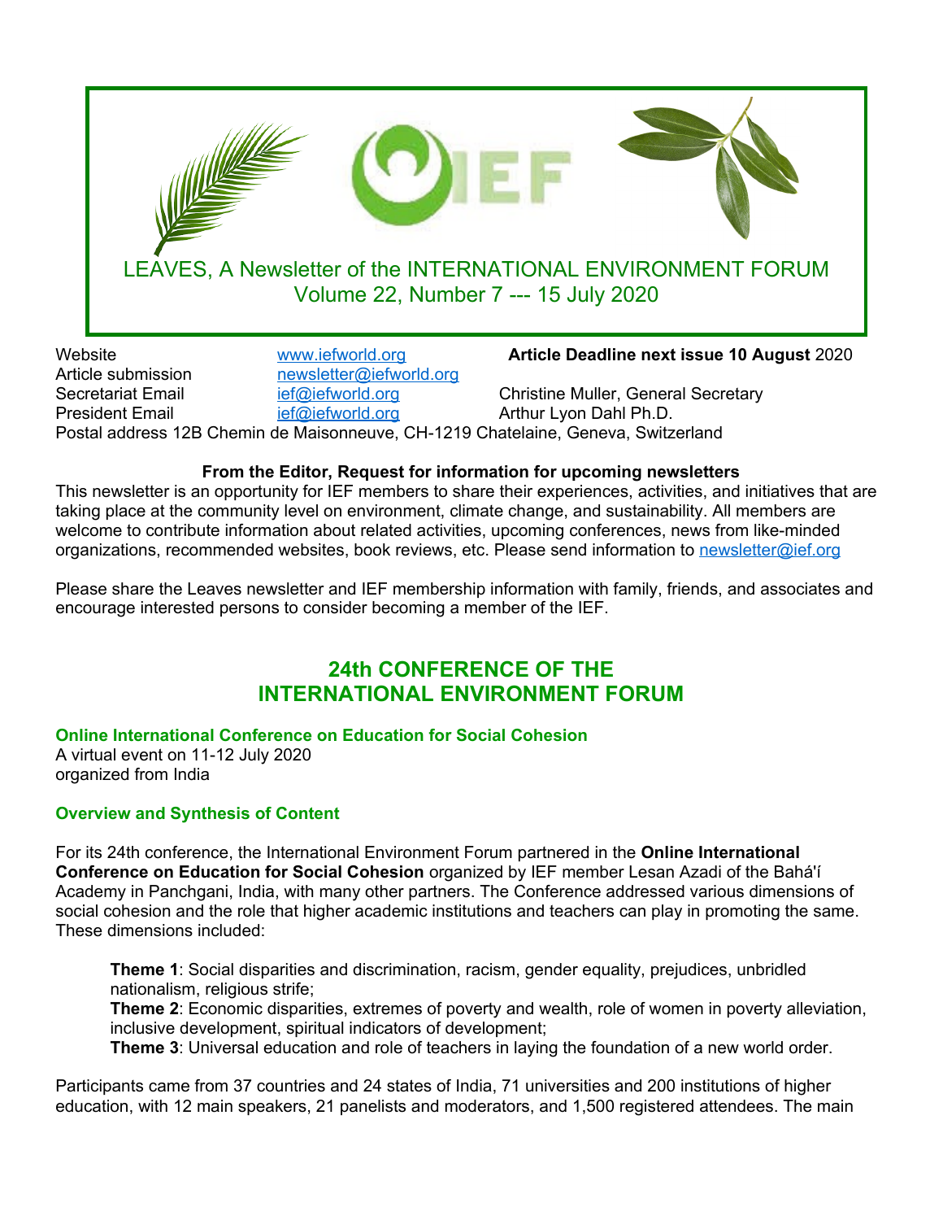LEAVES, A Newsletter of the INTERNATIONAL ENVIRONMENT FORUM
Volume 22, Number 7 --- 15 July 2020

| | | |
|---|---|---|
| Website | www.iefworld.org | **Article Deadline next issue 10 August** 2020 |
| Article submission | newsletter@iefworld.org | |
| Secretariat Email | ief@iefworld.org | Christine Muller, General Secretary |
| President Email | ief@iefworld.org | Arthur Lyon Dahl Ph.D. |

Postal address 12B Chemin de Maisonneuve, CH-1219 Chatelaine, Geneva, Switzerland

**From the Editor, Request for information for upcoming newsletters**

This newsletter is an opportunity for IEF members to share their experiences, activities, and initiatives that are taking place at the community level on environment, climate change, and sustainability. All members are welcome to contribute information about related activities, upcoming conferences, news from like-minded organizations, recommended websites, book reviews, etc. Please send information to newsletter@ief.org

Please share the Leaves newsletter and IEF membership information with family, friends, and associates and encourage interested persons to consider becoming a member of the IEF.

## 24th CONFERENCE OF THE INTERNATIONAL ENVIRONMENT FORUM

### Online International Conference on Education for Social Cohesion

A virtual event on 11-12 July 2020
organized from India

### Overview and Synthesis of Content

For its 24th conference, the International Environment Forum partnered in the **Online International Conference on Education for Social Cohesion** organized by IEF member Lesan Azadi of the Bahá'í Academy in Panchgani, India, with many other partners. The Conference addressed various dimensions of social cohesion and the role that higher academic institutions and teachers can play in promoting the same. These dimensions included:

**Theme 1**: Social disparities and discrimination, racism, gender equality, prejudices, unbridled nationalism, religious strife;
**Theme 2**: Economic disparities, extremes of poverty and wealth, role of women in poverty alleviation, inclusive development, spiritual indicators of development;
**Theme 3**: Universal education and role of teachers in laying the foundation of a new world order.

Participants came from 37 countries and 24 states of India, 71 universities and 200 institutions of higher education, with 12 main speakers, 21 panelists and moderators, and 1,500 registered attendees. The main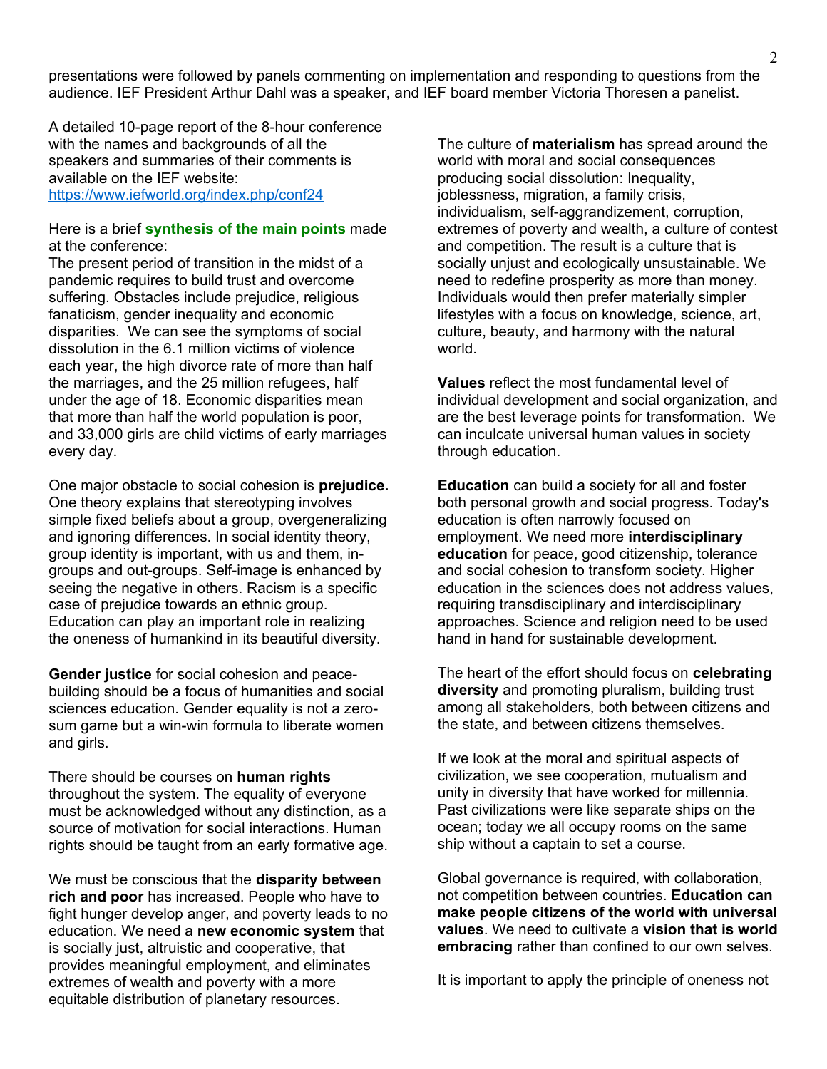presentations were followed by panels commenting on implementation and responding to questions from the audience. IEF President Arthur Dahl was a speaker, and IEF board member Victoria Thoresen a panelist.

A detailed 10-page report of the 8-hour conference with the names and backgrounds of all the speakers and summaries of their comments is available on the IEF website: https://www.iefworld.org/index.php/conf24

Here is a brief **synthesis of the main points** made at the conference:

The present period of transition in the midst of a pandemic requires to build trust and overcome suffering. Obstacles include prejudice, religious fanaticism, gender inequality and economic disparities. We can see the symptoms of social dissolution in the 6.1 million victims of violence each year, the high divorce rate of more than half the marriages, and the 25 million refugees, half under the age of 18. Economic disparities mean that more than half the world population is poor, and 33,000 girls are child victims of early marriages every day.

One major obstacle to social cohesion is **prejudice.** One theory explains that stereotyping involves simple fixed beliefs about a group, overgeneralizing and ignoring differences. In social identity theory, group identity is important, with us and them, in-groups and out-groups. Self-image is enhanced by seeing the negative in others. Racism is a specific case of prejudice towards an ethnic group. Education can play an important role in realizing the oneness of humankind in its beautiful diversity.

**Gender justice** for social cohesion and peace-building should be a focus of humanities and social sciences education. Gender equality is not a zero-sum game but a win-win formula to liberate women and girls.

There should be courses on **human rights** throughout the system. The equality of everyone must be acknowledged without any distinction, as a source of motivation for social interactions. Human rights should be taught from an early formative age.

We must be conscious that the **disparity between rich and poor** has increased. People who have to fight hunger develop anger, and poverty leads to no education. We need a **new economic system** that is socially just, altruistic and cooperative, that provides meaningful employment, and eliminates extremes of wealth and poverty with a more equitable distribution of planetary resources.

The culture of **materialism** has spread around the world with moral and social consequences producing social dissolution: Inequality, joblessness, migration, a family crisis, individualism, self-aggrandizement, corruption, extremes of poverty and wealth, a culture of contest and competition. The result is a culture that is socially unjust and ecologically unsustainable. We need to redefine prosperity as more than money. Individuals would then prefer materially simpler lifestyles with a focus on knowledge, science, art, culture, beauty, and harmony with the natural world.

**Values** reflect the most fundamental level of individual development and social organization, and are the best leverage points for transformation. We can inculcate universal human values in society through education.

**Education** can build a society for all and foster both personal growth and social progress. Today's education is often narrowly focused on employment. We need more **interdisciplinary education** for peace, good citizenship, tolerance and social cohesion to transform society. Higher education in the sciences does not address values, requiring transdisciplinary and interdisciplinary approaches. Science and religion need to be used hand in hand for sustainable development.

The heart of the effort should focus on **celebrating diversity** and promoting pluralism, building trust among all stakeholders, both between citizens and the state, and between citizens themselves.

If we look at the moral and spiritual aspects of civilization, we see cooperation, mutualism and unity in diversity that have worked for millennia. Past civilizations were like separate ships on the ocean; today we all occupy rooms on the same ship without a captain to set a course.

Global governance is required, with collaboration, not competition between countries. **Education can make people citizens of the world with universal values**. We need to cultivate a **vision that is world embracing** rather than confined to our own selves.

It is important to apply the principle of oneness not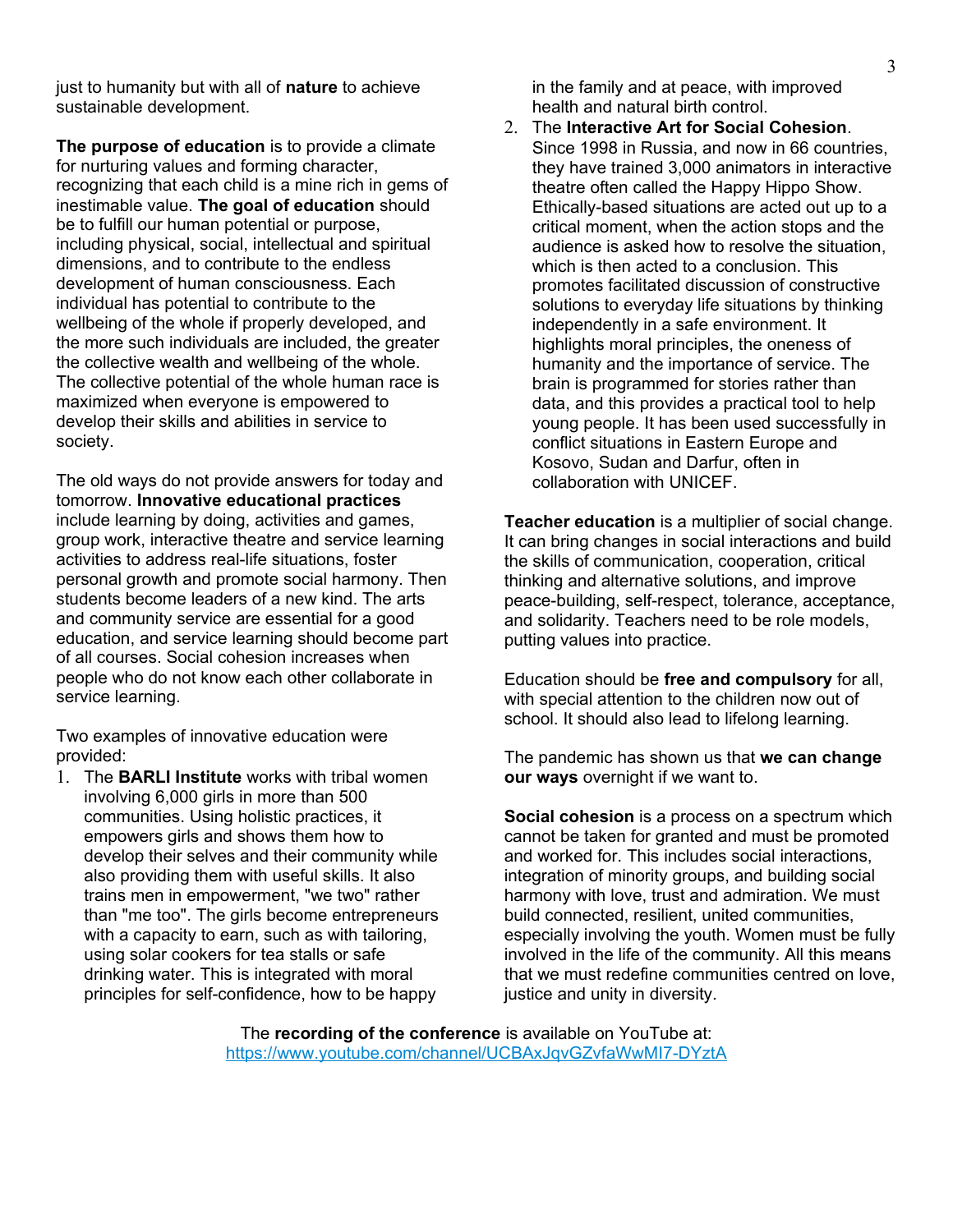just to humanity but with all of **nature** to achieve sustainable development.

**The purpose of education** is to provide a climate for nurturing values and forming character, recognizing that each child is a mine rich in gems of inestimable value. **The goal of education** should be to fulfill our human potential or purpose, including physical, social, intellectual and spiritual dimensions, and to contribute to the endless development of human consciousness. Each individual has potential to contribute to the wellbeing of the whole if properly developed, and the more such individuals are included, the greater the collective wealth and wellbeing of the whole. The collective potential of the whole human race is maximized when everyone is empowered to develop their skills and abilities in service to society.

The old ways do not provide answers for today and tomorrow. **Innovative educational practices** include learning by doing, activities and games, group work, interactive theatre and service learning activities to address real-life situations, foster personal growth and promote social harmony. Then students become leaders of a new kind. The arts and community service are essential for a good education, and service learning should become part of all courses. Social cohesion increases when people who do not know each other collaborate in service learning.

Two examples of innovative education were provided:

1. The **BARLI Institute** works with tribal women involving 6,000 girls in more than 500 communities. Using holistic practices, it empowers girls and shows them how to develop their selves and their community while also providing them with useful skills. It also trains men in empowerment, "we two" rather than "me too". The girls become entrepreneurs with a capacity to earn, such as with tailoring, using solar cookers for tea stalls or safe drinking water. This is integrated with moral principles for self-confidence, how to be happy in the family and at peace, with improved health and natural birth control.
2. The **Interactive Art for Social Cohesion**. Since 1998 in Russia, and now in 66 countries, they have trained 3,000 animators in interactive theatre often called the Happy Hippo Show. Ethically-based situations are acted out up to a critical moment, when the action stops and the audience is asked how to resolve the situation, which is then acted to a conclusion. This promotes facilitated discussion of constructive solutions to everyday life situations by thinking independently in a safe environment. It highlights moral principles, the oneness of humanity and the importance of service. The brain is programmed for stories rather than data, and this provides a practical tool to help young people. It has been used successfully in conflict situations in Eastern Europe and Kosovo, Sudan and Darfur, often in collaboration with UNICEF.

**Teacher education** is a multiplier of social change. It can bring changes in social interactions and build the skills of communication, cooperation, critical thinking and alternative solutions, and improve peace-building, self-respect, tolerance, acceptance, and solidarity. Teachers need to be role models, putting values into practice.

Education should be **free and compulsory** for all, with special attention to the children now out of school. It should also lead to lifelong learning.

The pandemic has shown us that **we can change our ways** overnight if we want to.

**Social cohesion** is a process on a spectrum which cannot be taken for granted and must be promoted and worked for. This includes social interactions, integration of minority groups, and building social harmony with love, trust and admiration. We must build connected, resilient, united communities, especially involving the youth. Women must be fully involved in the life of the community. All this means that we must redefine communities centred on love, justice and unity in diversity.

The **recording of the conference** is available on YouTube at: https://www.youtube.com/channel/UCBAxJqvGZvfaWwMI7-DYztA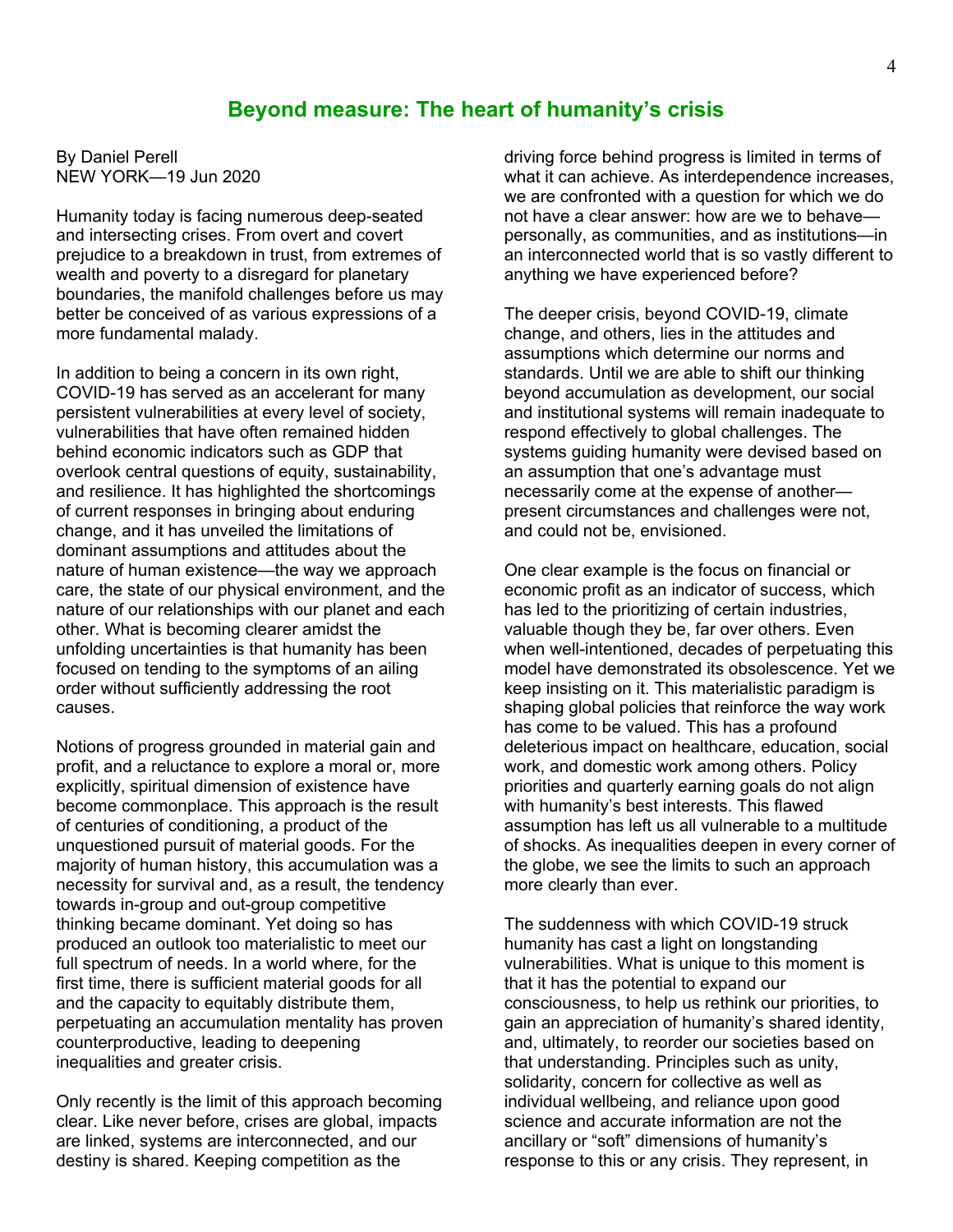## Beyond measure: The heart of humanity's crisis

By Daniel Perell
NEW YORK—19 Jun 2020

Humanity today is facing numerous deep-seated and intersecting crises. From overt and covert prejudice to a breakdown in trust, from extremes of wealth and poverty to a disregard for planetary boundaries, the manifold challenges before us may better be conceived of as various expressions of a more fundamental malady.

In addition to being a concern in its own right, COVID-19 has served as an accelerant for many persistent vulnerabilities at every level of society, vulnerabilities that have often remained hidden behind economic indicators such as GDP that overlook central questions of equity, sustainability, and resilience. It has highlighted the shortcomings of current responses in bringing about enduring change, and it has unveiled the limitations of dominant assumptions and attitudes about the nature of human existence—the way we approach care, the state of our physical environment, and the nature of our relationships with our planet and each other. What is becoming clearer amidst the unfolding uncertainties is that humanity has been focused on tending to the symptoms of an ailing order without sufficiently addressing the root causes.

Notions of progress grounded in material gain and profit, and a reluctance to explore a moral or, more explicitly, spiritual dimension of existence have become commonplace. This approach is the result of centuries of conditioning, a product of the unquestioned pursuit of material goods. For the majority of human history, this accumulation was a necessity for survival and, as a result, the tendency towards in-group and out-group competitive thinking became dominant. Yet doing so has produced an outlook too materialistic to meet our full spectrum of needs. In a world where, for the first time, there is sufficient material goods for all and the capacity to equitably distribute them, perpetuating an accumulation mentality has proven counterproductive, leading to deepening inequalities and greater crisis.

Only recently is the limit of this approach becoming clear. Like never before, crises are global, impacts are linked, systems are interconnected, and our destiny is shared. Keeping competition as the driving force behind progress is limited in terms of what it can achieve. As interdependence increases, we are confronted with a question for which we do not have a clear answer: how are we to behave—personally, as communities, and as institutions—in an interconnected world that is so vastly different to anything we have experienced before?

The deeper crisis, beyond COVID-19, climate change, and others, lies in the attitudes and assumptions which determine our norms and standards. Until we are able to shift our thinking beyond accumulation as development, our social and institutional systems will remain inadequate to respond effectively to global challenges. The systems guiding humanity were devised based on an assumption that one's advantage must necessarily come at the expense of another—present circumstances and challenges were not, and could not be, envisioned.

One clear example is the focus on financial or economic profit as an indicator of success, which has led to the prioritizing of certain industries, valuable though they be, far over others. Even when well-intentioned, decades of perpetuating this model have demonstrated its obsolescence. Yet we keep insisting on it. This materialistic paradigm is shaping global policies that reinforce the way work has come to be valued. This has a profound deleterious impact on healthcare, education, social work, and domestic work among others. Policy priorities and quarterly earning goals do not align with humanity's best interests. This flawed assumption has left us all vulnerable to a multitude of shocks. As inequalities deepen in every corner of the globe, we see the limits to such an approach more clearly than ever.

The suddenness with which COVID-19 struck humanity has cast a light on longstanding vulnerabilities. What is unique to this moment is that it has the potential to expand our consciousness, to help us rethink our priorities, to gain an appreciation of humanity's shared identity, and, ultimately, to reorder our societies based on that understanding. Principles such as unity, solidarity, concern for collective as well as individual wellbeing, and reliance upon good science and accurate information are not the ancillary or "soft" dimensions of humanity's response to this or any crisis. They represent, in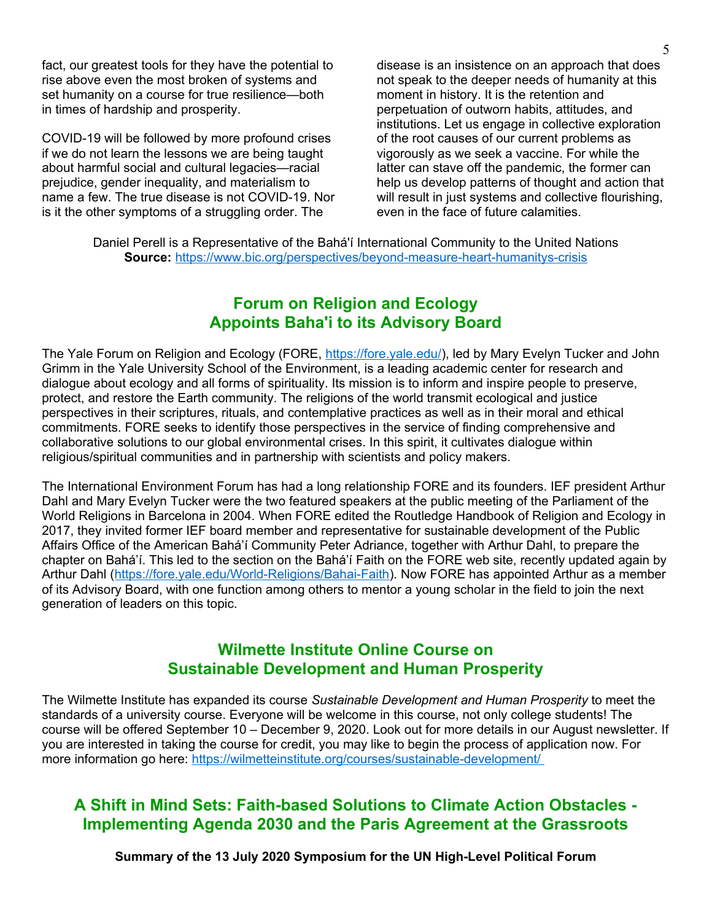fact, our greatest tools for they have the potential to rise above even the most broken of systems and set humanity on a course for true resilience—both in times of hardship and prosperity.

COVID-19 will be followed by more profound crises if we do not learn the lessons we are being taught about harmful social and cultural legacies—racial prejudice, gender inequality, and materialism to name a few. The true disease is not COVID-19. Nor is it the other symptoms of a struggling order. The disease is an insistence on an approach that does not speak to the deeper needs of humanity at this moment in history. It is the retention and perpetuation of outworn habits, attitudes, and institutions. Let us engage in collective exploration of the root causes of our current problems as vigorously as we seek a vaccine. For while the latter can stave off the pandemic, the former can help us develop patterns of thought and action that will result in just systems and collective flourishing, even in the face of future calamities.

Daniel Perell is a Representative of the Bahá'í International Community to the United Nations
**Source:** https://www.bic.org/perspectives/beyond-measure-heart-humanitys-crisis

## Forum on Religion and Ecology Appoints Baha'i to its Advisory Board

The Yale Forum on Religion and Ecology (FORE, https://fore.yale.edu/), led by Mary Evelyn Tucker and John Grimm in the Yale University School of the Environment, is a leading academic center for research and dialogue about ecology and all forms of spirituality. Its mission is to inform and inspire people to preserve, protect, and restore the Earth community. The religions of the world transmit ecological and justice perspectives in their scriptures, rituals, and contemplative practices as well as in their moral and ethical commitments. FORE seeks to identify those perspectives in the service of finding comprehensive and collaborative solutions to our global environmental crises. In this spirit, it cultivates dialogue within religious/spiritual communities and in partnership with scientists and policy makers.

The International Environment Forum has had a long relationship FORE and its founders. IEF president Arthur Dahl and Mary Evelyn Tucker were the two featured speakers at the public meeting of the Parliament of the World Religions in Barcelona in 2004. When FORE edited the Routledge Handbook of Religion and Ecology in 2017, they invited former IEF board member and representative for sustainable development of the Public Affairs Office of the American Bahá'í Community Peter Adriance, together with Arthur Dahl, to prepare the chapter on Bahá'í. This led to the section on the Bahá'í Faith on the FORE web site, recently updated again by Arthur Dahl (https://fore.yale.edu/World-Religions/Bahai-Faith). Now FORE has appointed Arthur as a member of its Advisory Board, with one function among others to mentor a young scholar in the field to join the next generation of leaders on this topic.

## Wilmette Institute Online Course on Sustainable Development and Human Prosperity

The Wilmette Institute has expanded its course *Sustainable Development and Human Prosperity* to meet the standards of a university course. Everyone will be welcome in this course, not only college students! The course will be offered September 10 – December 9, 2020. Look out for more details in our August newsletter. If you are interested in taking the course for credit, you may like to begin the process of application now. For more information go here: https://wilmetteinstitute.org/courses/sustainable-development/

## A Shift in Mind Sets: Faith-based Solutions to Climate Action Obstacles - Implementing Agenda 2030 and the Paris Agreement at the Grassroots

**Summary of the 13 July 2020 Symposium for the UN High-Level Political Forum**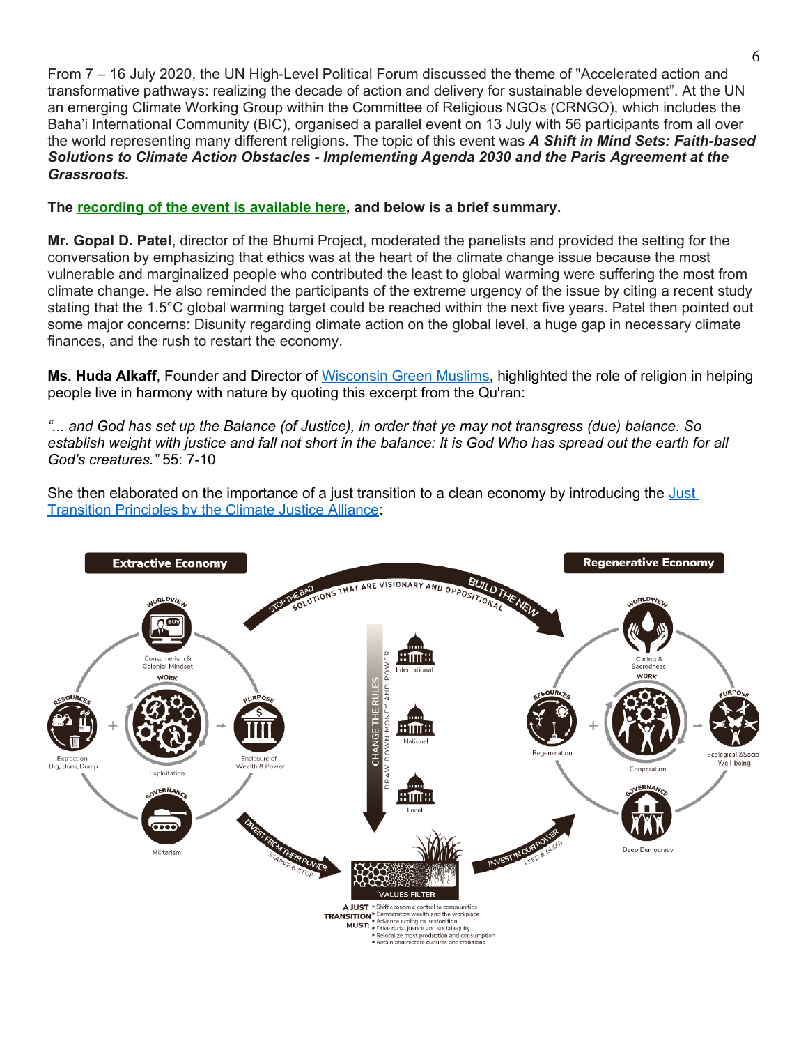From 7 – 16 July 2020, the UN High-Level Political Forum discussed the theme of "Accelerated action and transformative pathways: realizing the decade of action and delivery for sustainable development". At the UN an emerging Climate Working Group within the Committee of Religious NGOs (CRNGO), which includes the Baha'i International Community (BIC), organised a parallel event on 13 July with 56 participants from all over the world representing many different religions. The topic of this event was ***A Shift in Mind Sets: Faith-based Solutions to Climate Action Obstacles - Implementing Agenda 2030 and the Paris Agreement at the Grassroots.***

**The recording of the event is available here, and below is a brief summary.**

**Mr. Gopal D. Patel**, director of the Bhumi Project, moderated the panelists and provided the setting for the conversation by emphasizing that ethics was at the heart of the climate change issue because the most vulnerable and marginalized people who contributed the least to global warming were suffering the most from climate change. He also reminded the participants of the extreme urgency of the issue by citing a recent study stating that the 1.5°C global warming target could be reached within the next five years. Patel then pointed out some major concerns: Disunity regarding climate action on the global level, a huge gap in necessary climate finances, and the rush to restart the economy.

**Ms. Huda Alkaff**, Founder and Director of Wisconsin Green Muslims, highlighted the role of religion in helping people live in harmony with nature by quoting this excerpt from the Qu'ran:

*"... and God has set up the Balance (of Justice), in order that ye may not transgress (due) balance. So establish weight with justice and fall not short in the balance: It is God Who has spread out the earth for all God's creatures."* 55: 7-10

She then elaborated on the importance of a just transition to a clean economy by introducing the Just Transition Principles by the Climate Justice Alliance: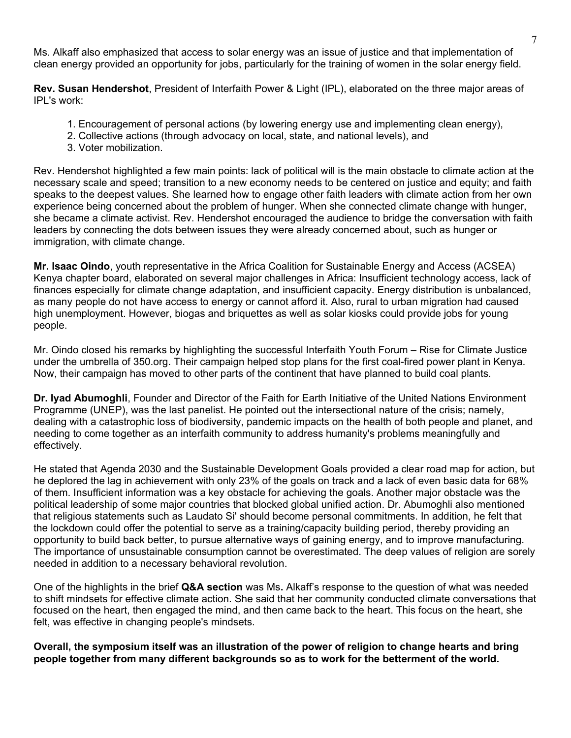Ms. Alkaff also emphasized that access to solar energy was an issue of justice and that implementation of clean energy provided an opportunity for jobs, particularly for the training of women in the solar energy field.

**Rev. Susan Hendershot**, President of Interfaith Power & Light (IPL), elaborated on the three major areas of IPL's work:

1. Encouragement of personal actions (by lowering energy use and implementing clean energy),
2. Collective actions (through advocacy on local, state, and national levels), and
3. Voter mobilization.

Rev. Hendershot highlighted a few main points: lack of political will is the main obstacle to climate action at the necessary scale and speed; transition to a new economy needs to be centered on justice and equity; and faith speaks to the deepest values. She learned how to engage other faith leaders with climate action from her own experience being concerned about the problem of hunger. When she connected climate change with hunger, she became a climate activist. Rev. Hendershot encouraged the audience to bridge the conversation with faith leaders by connecting the dots between issues they were already concerned about, such as hunger or immigration, with climate change.

**Mr. Isaac Oindo**, youth representative in the Africa Coalition for Sustainable Energy and Access (ACSEA) Kenya chapter board, elaborated on several major challenges in Africa: Insufficient technology access, lack of finances especially for climate change adaptation, and insufficient capacity. Energy distribution is unbalanced, as many people do not have access to energy or cannot afford it. Also, rural to urban migration had caused high unemployment. However, biogas and briquettes as well as solar kiosks could provide jobs for young people.

Mr. Oindo closed his remarks by highlighting the successful Interfaith Youth Forum – Rise for Climate Justice under the umbrella of 350.org. Their campaign helped stop plans for the first coal-fired power plant in Kenya. Now, their campaign has moved to other parts of the continent that have planned to build coal plants.

**Dr. Iyad Abumoghli**, Founder and Director of the Faith for Earth Initiative of the United Nations Environment Programme (UNEP), was the last panelist. He pointed out the intersectional nature of the crisis; namely, dealing with a catastrophic loss of biodiversity, pandemic impacts on the health of both people and planet, and needing to come together as an interfaith community to address humanity's problems meaningfully and effectively.

He stated that Agenda 2030 and the Sustainable Development Goals provided a clear road map for action, but he deplored the lag in achievement with only 23% of the goals on track and a lack of even basic data for 68% of them. Insufficient information was a key obstacle for achieving the goals. Another major obstacle was the political leadership of some major countries that blocked global unified action. Dr. Abumoghli also mentioned that religious statements such as Laudato Si' should become personal commitments. In addition, he felt that the lockdown could offer the potential to serve as a training/capacity building period, thereby providing an opportunity to build back better, to pursue alternative ways of gaining energy, and to improve manufacturing. The importance of unsustainable consumption cannot be overestimated. The deep values of religion are sorely needed in addition to a necessary behavioral revolution.

One of the highlights in the brief **Q&A section** was Ms**.** Alkaff's response to the question of what was needed to shift mindsets for effective climate action. She said that her community conducted climate conversations that focused on the heart, then engaged the mind, and then came back to the heart. This focus on the heart, she felt, was effective in changing people's mindsets.

**Overall, the symposium itself was an illustration of the power of religion to change hearts and bring people together from many different backgrounds so as to work for the betterment of the world.**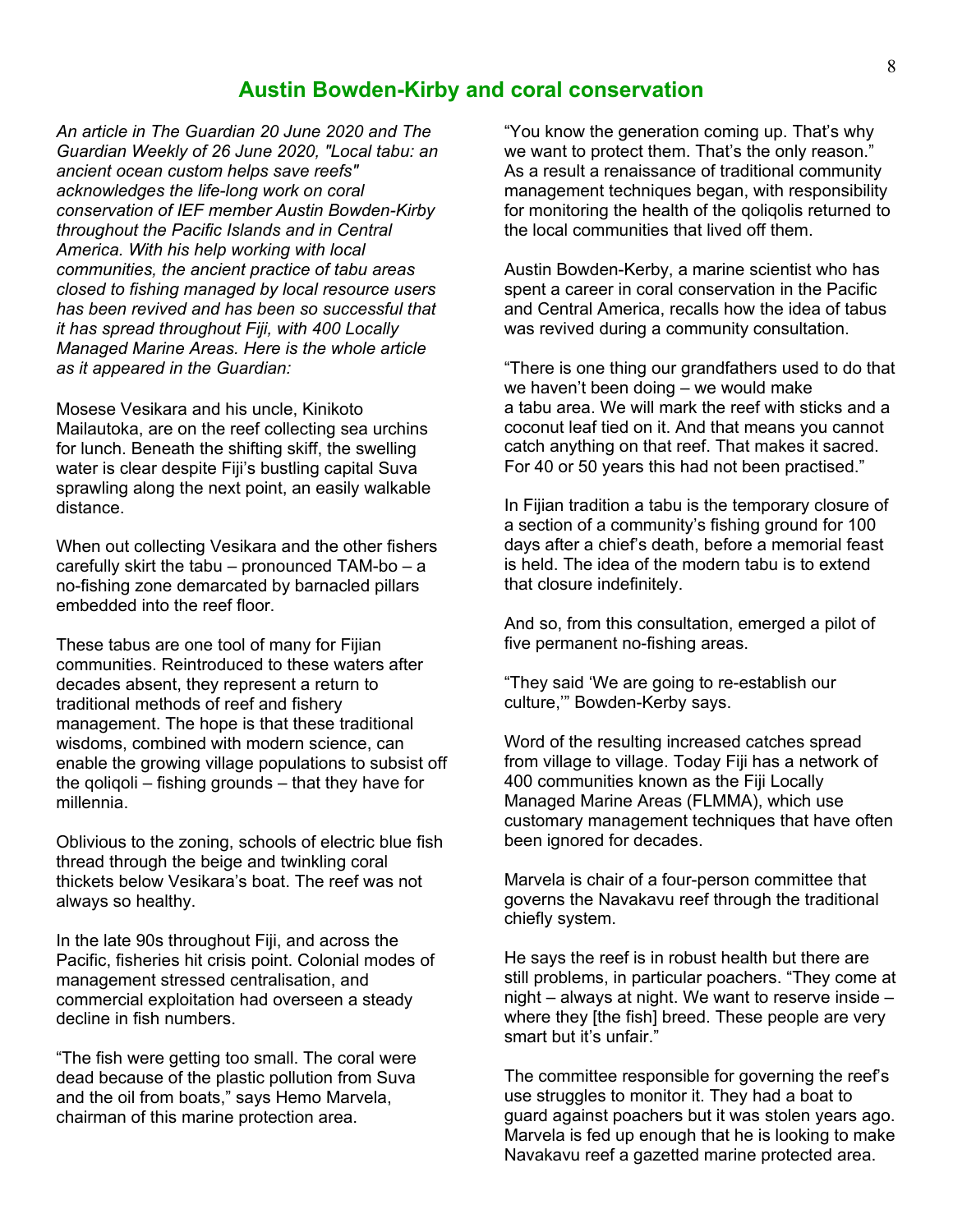# Austin Bowden-Kirby and coral conservation

*An article in The Guardian 20 June 2020 and The Guardian Weekly of 26 June 2020, "Local tabu: an ancient ocean custom helps save reefs" acknowledges the life-long work on coral conservation of IEF member Austin Bowden-Kirby throughout the Pacific Islands and in Central America. With his help working with local communities, the ancient practice of tabu areas closed to fishing managed by local resource users has been revived and has been so successful that it has spread throughout Fiji, with 400 Locally Managed Marine Areas. Here is the whole article as it appeared in the Guardian:*

Mosese Vesikara and his uncle, Kinikoto Mailautoka, are on the reef collecting sea urchins for lunch. Beneath the shifting skiff, the swelling water is clear despite Fiji's bustling capital Suva sprawling along the next point, an easily walkable distance.

When out collecting Vesikara and the other fishers carefully skirt the tabu – pronounced TAM-bo – a no-fishing zone demarcated by barnacled pillars embedded into the reef floor.

These tabus are one tool of many for Fijian communities. Reintroduced to these waters after decades absent, they represent a return to traditional methods of reef and fishery management. The hope is that these traditional wisdoms, combined with modern science, can enable the growing village populations to subsist off the qoliqoli – fishing grounds – that they have for millennia.

Oblivious to the zoning, schools of electric blue fish thread through the beige and twinkling coral thickets below Vesikara's boat. The reef was not always so healthy.

In the late 90s throughout Fiji, and across the Pacific, fisheries hit crisis point. Colonial modes of management stressed centralisation, and commercial exploitation had overseen a steady decline in fish numbers.

"The fish were getting too small. The coral were dead because of the plastic pollution from Suva and the oil from boats," says Hemo Marvela, chairman of this marine protection area.

"You know the generation coming up. That's why we want to protect them. That's the only reason." As a result a renaissance of traditional community management techniques began, with responsibility for monitoring the health of the qoliqolis returned to the local communities that lived off them.

Austin Bowden-Kerby, a marine scientist who has spent a career in coral conservation in the Pacific and Central America, recalls how the idea of tabus was revived during a community consultation.

"There is one thing our grandfathers used to do that we haven't been doing – we would make a tabu area. We will mark the reef with sticks and a coconut leaf tied on it. And that means you cannot catch anything on that reef. That makes it sacred. For 40 or 50 years this had not been practised."

In Fijian tradition a tabu is the temporary closure of a section of a community's fishing ground for 100 days after a chief's death, before a memorial feast is held. The idea of the modern tabu is to extend that closure indefinitely.

And so, from this consultation, emerged a pilot of five permanent no-fishing areas.

"They said 'We are going to re-establish our culture,'" Bowden-Kerby says.

Word of the resulting increased catches spread from village to village. Today Fiji has a network of 400 communities known as the Fiji Locally Managed Marine Areas (FLMMA), which use customary management techniques that have often been ignored for decades.

Marvela is chair of a four-person committee that governs the Navakavu reef through the traditional chiefly system.

He says the reef is in robust health but there are still problems, in particular poachers. "They come at night – always at night. We want to reserve inside – where they [the fish] breed. These people are very smart but it's unfair."

The committee responsible for governing the reef's use struggles to monitor it. They had a boat to guard against poachers but it was stolen years ago. Marvela is fed up enough that he is looking to make Navakavu reef a gazetted marine protected area.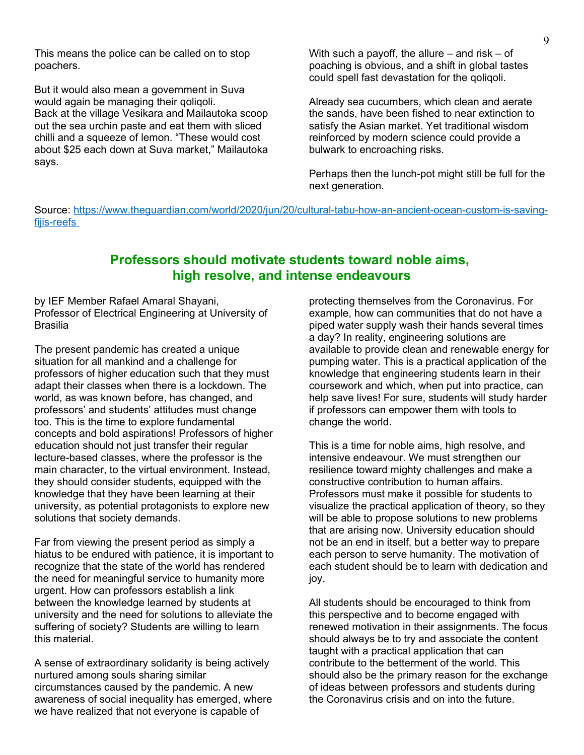This means the police can be called on to stop poachers.

But it would also mean a government in Suva would again be managing their qoliqoli.
Back at the village Vesikara and Mailautoka scoop out the sea urchin paste and eat them with sliced chilli and a squeeze of lemon. “These would cost about $25 each down at Suva market,” Mailautoka says.

With such a payoff, the allure – and risk – of poaching is obvious, and a shift in global tastes could spell fast devastation for the qoliqoli.

Already sea cucumbers, which clean and aerate the sands, have been fished to near extinction to satisfy the Asian market. Yet traditional wisdom reinforced by modern science could provide a bulwark to encroaching risks.

Perhaps then the lunch-pot might still be full for the next generation.

Source: [https://www.theguardian.com/world/2020/jun/20/cultural-tabu-how-an-ancient-ocean-custom-is-saving-fijis-reefs](https://www.theguardian.com/world/2020/jun/20/cultural-tabu-how-an-ancient-ocean-custom-is-saving-fijis-reefs)

## Professors should motivate students toward noble aims, high resolve, and intense endeavours

by IEF Member Rafael Amaral Shayani,
Professor of Electrical Engineering at University of Brasilia

The present pandemic has created a unique situation for all mankind and a challenge for professors of higher education such that they must adapt their classes when there is a lockdown. The world, as was known before, has changed, and professors' and students' attitudes must change too. This is the time to explore fundamental concepts and bold aspirations! Professors of higher education should not just transfer their regular lecture-based classes, where the professor is the main character, to the virtual environment. Instead, they should consider students, equipped with the knowledge that they have been learning at their university, as potential protagonists to explore new solutions that society demands.

Far from viewing the present period as simply a hiatus to be endured with patience, it is important to recognize that the state of the world has rendered the need for meaningful service to humanity more urgent. How can professors establish a link between the knowledge learned by students at university and the need for solutions to alleviate the suffering of society? Students are willing to learn this material.

A sense of extraordinary solidarity is being actively nurtured among souls sharing similar circumstances caused by the pandemic. A new awareness of social inequality has emerged, where we have realized that not everyone is capable of protecting themselves from the Coronavirus. For example, how can communities that do not have a piped water supply wash their hands several times a day? In reality, engineering solutions are available to provide clean and renewable energy for pumping water. This is a practical application of the knowledge that engineering students learn in their coursework and which, when put into practice, can help save lives! For sure, students will study harder if professors can empower them with tools to change the world.

This is a time for noble aims, high resolve, and intensive endeavour. We must strengthen our resilience toward mighty challenges and make a constructive contribution to human affairs. Professors must make it possible for students to visualize the practical application of theory, so they will be able to propose solutions to new problems that are arising now. University education should not be an end in itself, but a better way to prepare each person to serve humanity. The motivation of each student should be to learn with dedication and joy.

All students should be encouraged to think from this perspective and to become engaged with renewed motivation in their assignments. The focus should always be to try and associate the content taught with a practical application that can contribute to the betterment of the world. This should also be the primary reason for the exchange of ideas between professors and students during the Coronavirus crisis and on into the future.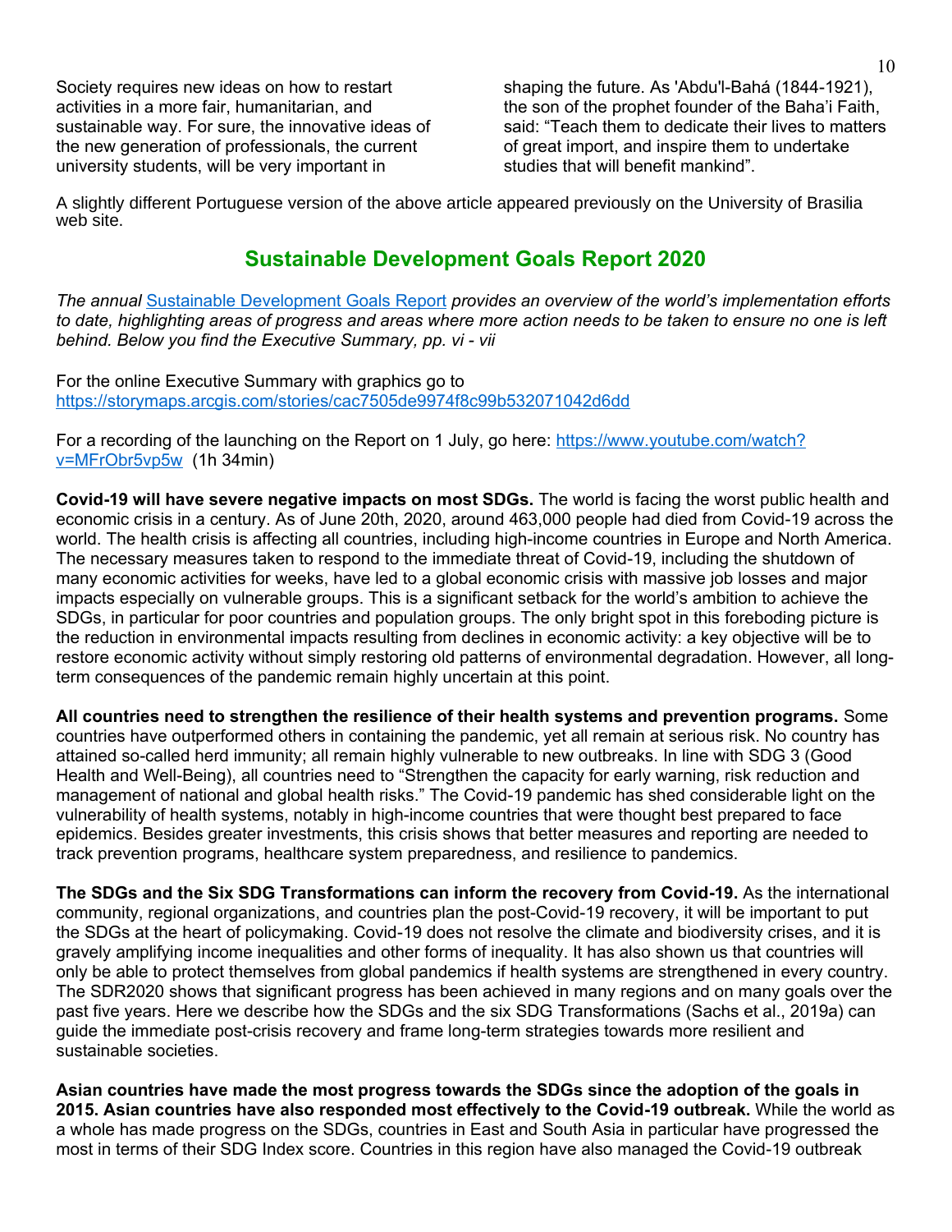Society requires new ideas on how to restart activities in a more fair, humanitarian, and sustainable way. For sure, the innovative ideas of the new generation of professionals, the current university students, will be very important in shaping the future. As 'Abdu'l-Bahá (1844-1921), the son of the prophet founder of the Baha'i Faith, said: "Teach them to dedicate their lives to matters of great import, and inspire them to undertake studies that will benefit mankind".

A slightly different Portuguese version of the above article appeared previously on the University of Brasilia web site.

## Sustainable Development Goals Report 2020

*The annual* Sustainable Development Goals Report *provides an overview of the world's implementation efforts to date, highlighting areas of progress and areas where more action needs to be taken to ensure no one is left behind. Below you find the Executive Summary, pp. vi - vii*

For the online Executive Summary with graphics go to https://storymaps.arcgis.com/stories/cac7505de9974f8c99b532071042d6dd

For a recording of the launching on the Report on 1 July, go here: https://www.youtube.com/watch?v=MFrObr5vp5w (1h 34min)

**Covid-19 will have severe negative impacts on most SDGs.** The world is facing the worst public health and economic crisis in a century. As of June 20th, 2020, around 463,000 people had died from Covid-19 across the world. The health crisis is affecting all countries, including high-income countries in Europe and North America. The necessary measures taken to respond to the immediate threat of Covid-19, including the shutdown of many economic activities for weeks, have led to a global economic crisis with massive job losses and major impacts especially on vulnerable groups. This is a significant setback for the world's ambition to achieve the SDGs, in particular for poor countries and population groups. The only bright spot in this foreboding picture is the reduction in environmental impacts resulting from declines in economic activity: a key objective will be to restore economic activity without simply restoring old patterns of environmental degradation. However, all long-term consequences of the pandemic remain highly uncertain at this point.

**All countries need to strengthen the resilience of their health systems and prevention programs.** Some countries have outperformed others in containing the pandemic, yet all remain at serious risk. No country has attained so-called herd immunity; all remain highly vulnerable to new outbreaks. In line with SDG 3 (Good Health and Well-Being), all countries need to "Strengthen the capacity for early warning, risk reduction and management of national and global health risks." The Covid-19 pandemic has shed considerable light on the vulnerability of health systems, notably in high-income countries that were thought best prepared to face epidemics. Besides greater investments, this crisis shows that better measures and reporting are needed to track prevention programs, healthcare system preparedness, and resilience to pandemics.

**The SDGs and the Six SDG Transformations can inform the recovery from Covid-19.** As the international community, regional organizations, and countries plan the post-Covid-19 recovery, it will be important to put the SDGs at the heart of policymaking. Covid-19 does not resolve the climate and biodiversity crises, and it is gravely amplifying income inequalities and other forms of inequality. It has also shown us that countries will only be able to protect themselves from global pandemics if health systems are strengthened in every country. The SDR2020 shows that significant progress has been achieved in many regions and on many goals over the past five years. Here we describe how the SDGs and the six SDG Transformations (Sachs et al., 2019a) can guide the immediate post-crisis recovery and frame long-term strategies towards more resilient and sustainable societies.

**Asian countries have made the most progress towards the SDGs since the adoption of the goals in 2015. Asian countries have also responded most effectively to the Covid-19 outbreak.** While the world as a whole has made progress on the SDGs, countries in East and South Asia in particular have progressed the most in terms of their SDG Index score. Countries in this region have also managed the Covid-19 outbreak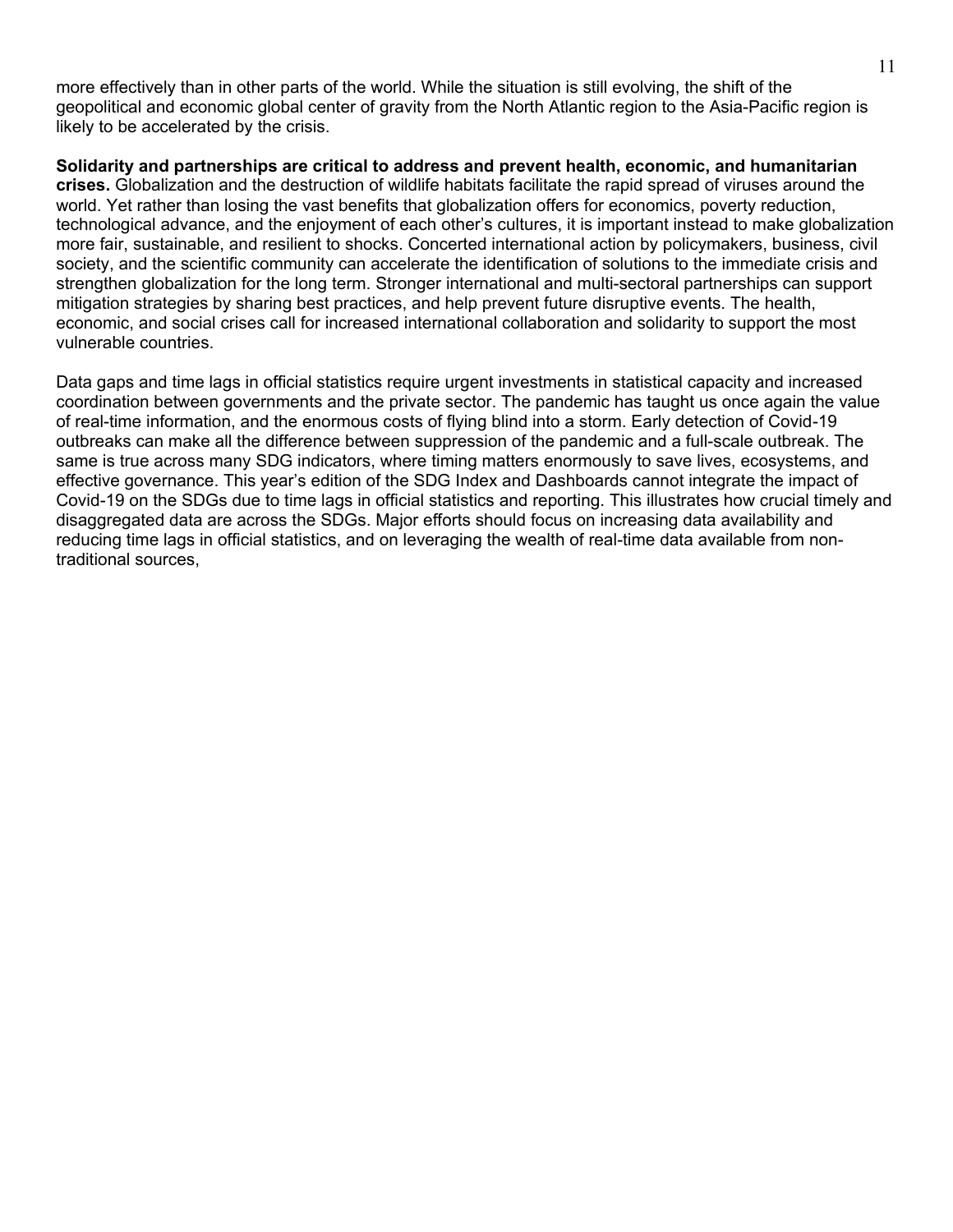more effectively than in other parts of the world. While the situation is still evolving, the shift of the geopolitical and economic global center of gravity from the North Atlantic region to the Asia-Pacific region is likely to be accelerated by the crisis.

**Solidarity and partnerships are critical to address and prevent health, economic, and humanitarian crises.** Globalization and the destruction of wildlife habitats facilitate the rapid spread of viruses around the world. Yet rather than losing the vast benefits that globalization offers for economics, poverty reduction, technological advance, and the enjoyment of each other's cultures, it is important instead to make globalization more fair, sustainable, and resilient to shocks. Concerted international action by policymakers, business, civil society, and the scientific community can accelerate the identification of solutions to the immediate crisis and strengthen globalization for the long term. Stronger international and multi-sectoral partnerships can support mitigation strategies by sharing best practices, and help prevent future disruptive events. The health, economic, and social crises call for increased international collaboration and solidarity to support the most vulnerable countries.

Data gaps and time lags in official statistics require urgent investments in statistical capacity and increased coordination between governments and the private sector. The pandemic has taught us once again the value of real-time information, and the enormous costs of flying blind into a storm. Early detection of Covid-19 outbreaks can make all the difference between suppression of the pandemic and a full-scale outbreak. The same is true across many SDG indicators, where timing matters enormously to save lives, ecosystems, and effective governance. This year's edition of the SDG Index and Dashboards cannot integrate the impact of Covid-19 on the SDGs due to time lags in official statistics and reporting. This illustrates how crucial timely and disaggregated data are across the SDGs. Major efforts should focus on increasing data availability and reducing time lags in official statistics, and on leveraging the wealth of real-time data available from non-traditional sources,